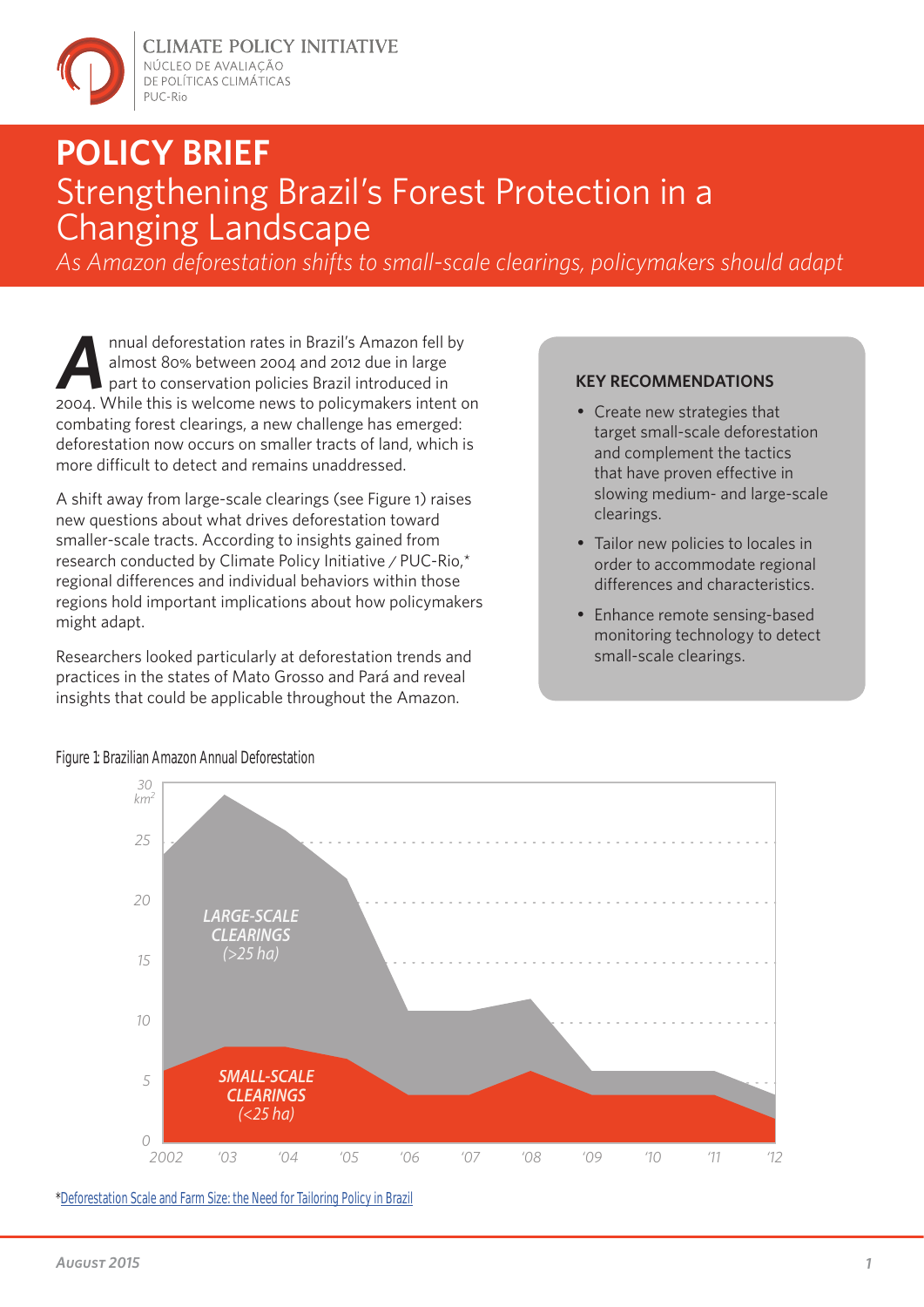CLIMATE POLICY INITIATIVE
NÚCLEO DE AVALIAÇÃO DE POLÍTICAS CLIMÁTICAS
PUC-Rio

# POLICY BRIEF

## Strengthening Brazil's Forest Protection in a Changing Landscape

*As Amazon deforestation shifts to small-scale clearings, policymakers should adapt*

Annual deforestation rates in Brazil's Amazon fell by almost 80% between 2004 and 2012 due in large part to conservation policies Brazil introduced in 2004. While this is welcome news to policymakers intent on combating forest clearings, a new challenge has emerged: deforestation now occurs on smaller tracts of land, which is more difficult to detect and remains unaddressed.

A shift away from large-scale clearings (see Figure 1) raises new questions about what drives deforestation toward smaller-scale tracts. According to insights gained from research conducted by Climate Policy Initiative / PUC-Rio,* regional differences and individual behaviors within those regions hold important implications about how policymakers might adapt.

Researchers looked particularly at deforestation trends and practices in the states of Mato Grosso and Pará and reveal insights that could be applicable throughout the Amazon.

### KEY RECOMMENDATIONS

- Create new strategies that target small-scale deforestation and complement the tactics that have proven effective in slowing medium- and large-scale clearings.
- Tailor new policies to locales in order to accommodate regional differences and characteristics.
- Enhance remote sensing-based monitoring technology to detect small-scale clearings.

Figure 1: Brazilian Amazon Annual Deforestation

*Deforestation Scale and Farm Size: the Need for Tailoring Policy in Brazil

August 2015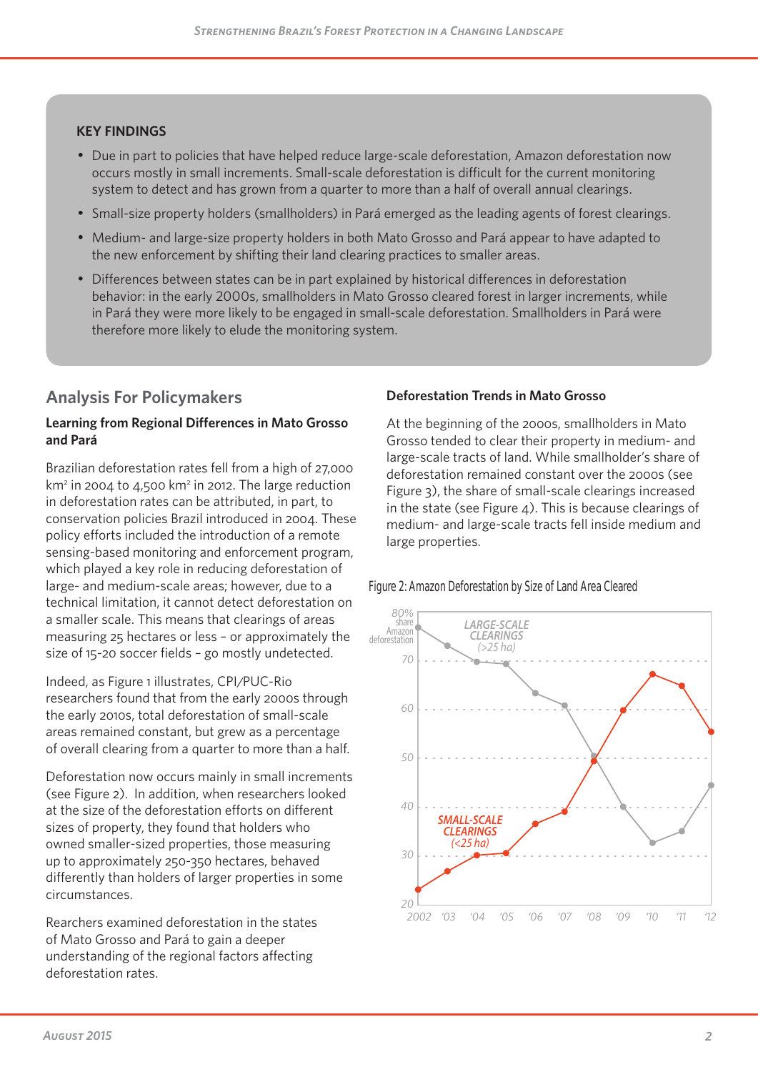### KEY FINDINGS

- Due in part to policies that have helped reduce large-scale deforestation, Amazon deforestation now occurs mostly in small increments. Small-scale deforestation is difficult for the current monitoring system to detect and has grown from a quarter to more than a half of overall annual clearings.
- Small-size property holders (smallholders) in Pará emerged as the leading agents of forest clearings.
- Medium- and large-size property holders in both Mato Grosso and Pará appear to have adapted to the new enforcement by shifting their land clearing practices to smaller areas.
- Differences between states can be in part explained by historical differences in deforestation behavior: in the early 2000s, smallholders in Mato Grosso cleared forest in larger increments, while in Pará they were more likely to be engaged in small-scale deforestation. Smallholders in Pará were therefore more likely to elude the monitoring system.

## Analysis For Policymakers

### Learning from Regional Differences in Mato Grosso and Pará

Brazilian deforestation rates fell from a high of 27,000 km² in 2004 to 4,500 km² in 2012. The large reduction in deforestation rates can be attributed, in part, to conservation policies Brazil introduced in 2004. These policy efforts included the introduction of a remote sensing-based monitoring and enforcement program, which played a key role in reducing deforestation of large- and medium-scale areas; however, due to a technical limitation, it cannot detect deforestation on a smaller scale. This means that clearings of areas measuring 25 hectares or less – or approximately the size of 15-20 soccer fields – go mostly undetected.

Indeed, as Figure 1 illustrates, CPI/PUC-Rio researchers found that from the early 2000s through the early 2010s, total deforestation of small-scale areas remained constant, but grew as a percentage of overall clearing from a quarter to more than a half.

Deforestation now occurs mainly in small increments (see Figure 2). In addition, when researchers looked at the size of the deforestation efforts on different sizes of property, they found that holders who owned smaller-sized properties, those measuring up to approximately 250-350 hectares, behaved differently than holders of larger properties in some circumstances.

Rearchers examined deforestation in the states of Mato Grosso and Pará to gain a deeper understanding of the regional factors affecting deforestation rates.

### Deforestation Trends in Mato Grosso

At the beginning of the 2000s, smallholders in Mato Grosso tended to clear their property in medium- and large-scale tracts of land. While smallholder's share of deforestation remained constant over the 2000s (see Figure 3), the share of small-scale clearings increased in the state (see Figure 4). This is because clearings of medium- and large-scale tracts fell inside medium and large properties.

Figure 2: Amazon Deforestation by Size of Land Area Cleared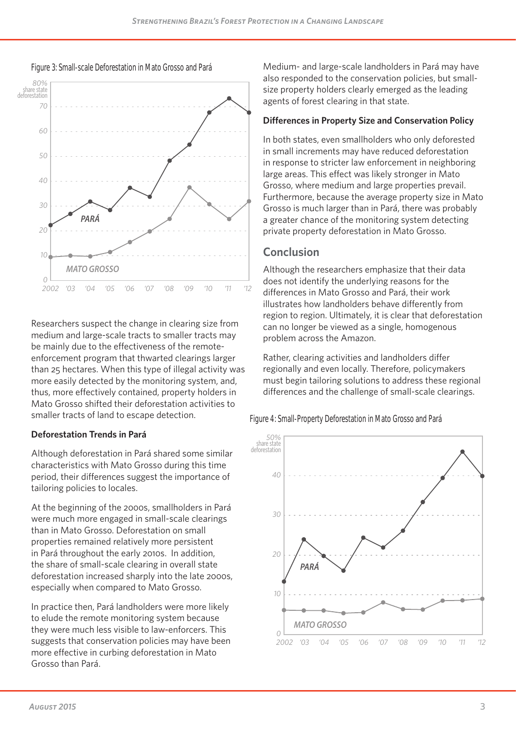Figure 3: Small-scale Deforestation in Mato Grosso and Pará

Researchers suspect the change in clearing size from medium and large-scale tracts to smaller tracts may be mainly due to the effectiveness of the remote-enforcement program that thwarted clearings larger than 25 hectares. When this type of illegal activity was more easily detected by the monitoring system, and, thus, more effectively contained, property holders in Mato Grosso shifted their deforestation activities to smaller tracts of land to escape detection.

### Deforestation Trends in Pará

Although deforestation in Pará shared some similar characteristics with Mato Grosso during this time period, their differences suggest the importance of tailoring policies to locales.

At the beginning of the 2000s, smallholders in Pará were much more engaged in small-scale clearings than in Mato Grosso. Deforestation on small properties remained relatively more persistent in Pará throughout the early 2010s. In addition, the share of small-scale clearing in overall state deforestation increased sharply into the late 2000s, especially when compared to Mato Grosso.

In practice then, Pará landholders were more likely to elude the remote monitoring system because they were much less visible to law-enforcers. This suggests that conservation policies may have been more effective in curbing deforestation in Mato Grosso than Pará.

Medium- and large-scale landholders in Pará may have also responded to the conservation policies, but small-size property holders clearly emerged as the leading agents of forest clearing in that state.

### Differences in Property Size and Conservation Policy

In both states, even smallholders who only deforested in small increments may have reduced deforestation in response to stricter law enforcement in neighboring large areas. This effect was likely stronger in Mato Grosso, where medium and large properties prevail. Furthermore, because the average property size in Mato Grosso is much larger than in Pará, there was probably a greater chance of the monitoring system detecting private property deforestation in Mato Grosso.

## Conclusion

Although the researchers emphasize that their data does not identify the underlying reasons for the differences in Mato Grosso and Pará, their work illustrates how landholders behave differently from region to region. Ultimately, it is clear that deforestation can no longer be viewed as a single, homogenous problem across the Amazon.

Rather, clearing activities and landholders differ regionally and even locally. Therefore, policymakers must begin tailoring solutions to address these regional differences and the challenge of small-scale clearings.

Figure 4: Small-Property Deforestation in Mato Grosso and Pará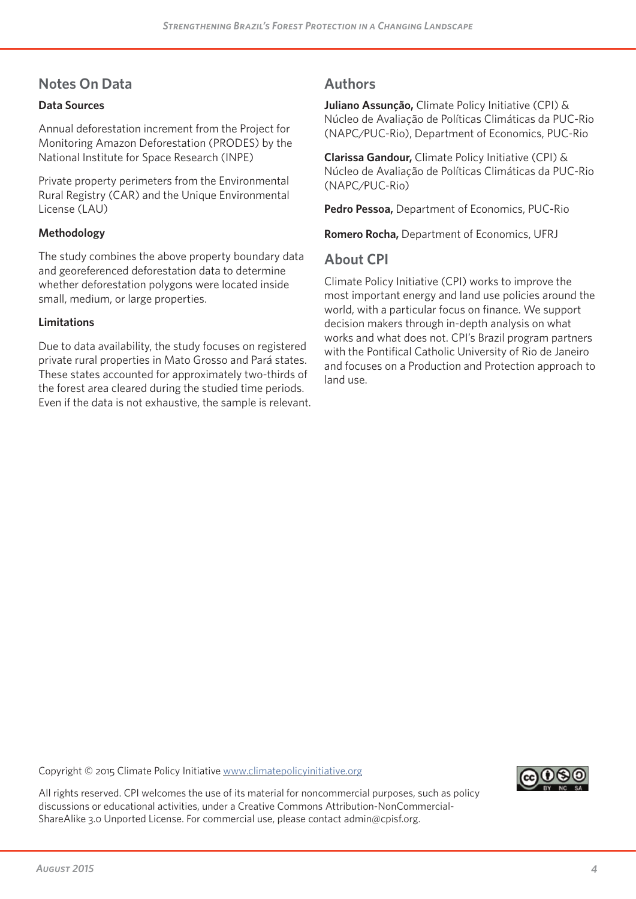## Notes On Data

### Data Sources

Annual deforestation increment from the Project for Monitoring Amazon Deforestation (PRODES) by the National Institute for Space Research (INPE)

Private property perimeters from the Environmental Rural Registry (CAR) and the Unique Environmental License (LAU)

### Methodology

The study combines the above property boundary data and georeferenced deforestation data to determine whether deforestation polygons were located inside small, medium, or large properties.

### Limitations

Due to data availability, the study focuses on registered private rural properties in Mato Grosso and Pará states. These states accounted for approximately two-thirds of the forest area cleared during the studied time periods. Even if the data is not exhaustive, the sample is relevant.

## Authors

**Juliano Assunção,** Climate Policy Initiative (CPI) & Núcleo de Avaliação de Políticas Climáticas da PUC-Rio (NAPC/PUC-Rio), Department of Economics, PUC-Rio

**Clarissa Gandour,** Climate Policy Initiative (CPI) & Núcleo de Avaliação de Políticas Climáticas da PUC-Rio (NAPC/PUC-Rio)

**Pedro Pessoa,** Department of Economics, PUC-Rio

**Romero Rocha,** Department of Economics, UFRJ

## About CPI

Climate Policy Initiative (CPI) works to improve the most important energy and land use policies around the world, with a particular focus on finance. We support decision makers through in-depth analysis on what works and what does not. CPI's Brazil program partners with the Pontifical Catholic University of Rio de Janeiro and focuses on a Production and Protection approach to land use.

Copyright © 2015 Climate Policy Initiative www.climatepolicyinitiative.org

All rights reserved. CPI welcomes the use of its material for noncommercial purposes, such as policy discussions or educational activities, under a Creative Commons Attribution-NonCommercial-ShareAlike 3.0 Unported License. For commercial use, please contact admin@cpisf.org.